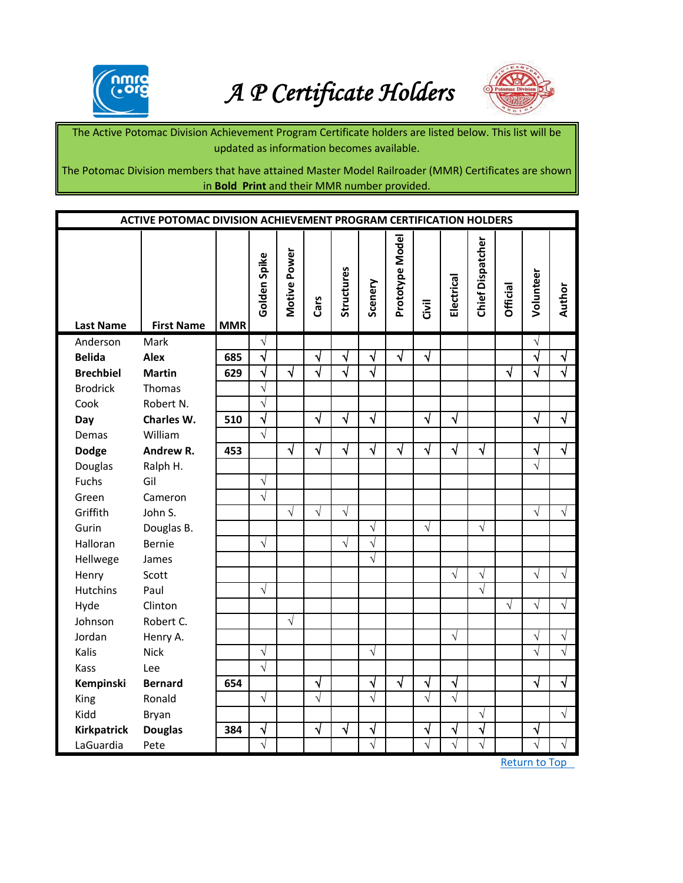# A P Certificate Holders

The Active Potomac Division Achievement Program Certificate holders are listed below. This list will be updated as information becomes available.

The Potomac Division members that have attained Master Model Railroader (MMR) Certificates are shown in **Bold Print** and their MMR number provided.

**ACTIVE POTOMAC DIVISION ACHIEVEMENT PROGRAM CERTIFICATION HOLDERS**

| Last Name | First Name | MMR | Golden Spike | Motive Power | Cars | Structures | Scenery | Prototype Model | Civil | Electrical | Chief Dispatcher | Official | Volunteer | Author |
|---|---|---|---|---|---|---|---|---|---|---|---|---|---|---|
| Anderson | Mark | | √ | | | | | | | | | | √ | |
| **Belida** | **Alex** | **685** | √ | | √ | √ | √ | √ | √ | | | | √ | √ |
| **Brechbiel** | **Martin** | **629** | √ | √ | √ | √ | √ | | | | | √ | √ | √ |
| Brodrick | Thomas | | √ | | | | | | | | | | | |
| Cook | Robert N. | | √ | | | | | | | | | | | |
| **Day** | **Charles W.** | **510** | √ | | √ | √ | √ | | √ | √ | | | √ | √ |
| Demas | William | | √ | | | | | | | | | | | |
| **Dodge** | **Andrew R.** | **453** | | √ | √ | √ | √ | √ | √ | √ | √ | | √ | √ |
| Douglas | Ralph H. | | | | | | | | | | | | √ | |
| Fuchs | Gil | | √ | | | | | | | | | | | |
| Green | Cameron | | √ | | | | | | | | | | | |
| Griffith | John S. | | | √ | √ | √ | | | | | | | √ | √ |
| Gurin | Douglas B. | | | | | | √ | | √ | | √ | | | |
| Halloran | Bernie | | √ | | | √ | √ | | | | | | | |
| Hellwege | James | | | | | | √ | | | | | | | |
| Henry | Scott | | | | | | | | | √ | √ | | √ | √ |
| Hutchins | Paul | | √ | | | | | | | | √ | | | |
| Hyde | Clinton | | | | | | | | | | | √ | √ | √ |
| Johnson | Robert C. | | | √ | | | | | | | | | | |
| Jordan | Henry A. | | | | | | | | | √ | | | √ | √ |
| Kalis | Nick | | √ | | | | √ | | | | | | √ | √ |
| Kass | Lee | | √ | | | | | | | | | | | |
| **Kempinski** | **Bernard** | **654** | | | √ | | √ | √ | √ | √ | | | √ | √ |
| King | Ronald | | √ | | √ | | √ | | √ | √ | | | | |
| Kidd | Bryan | | | | | | | | | | √ | | | √ |
| **Kirkpatrick** | **Douglas** | **384** | √ | | √ | √ | √ | | √ | √ | √ | | √ | |
| LaGuardia | Pete | | √ | | | | √ | | √ | √ | √ | | √ | √ |

Return to Top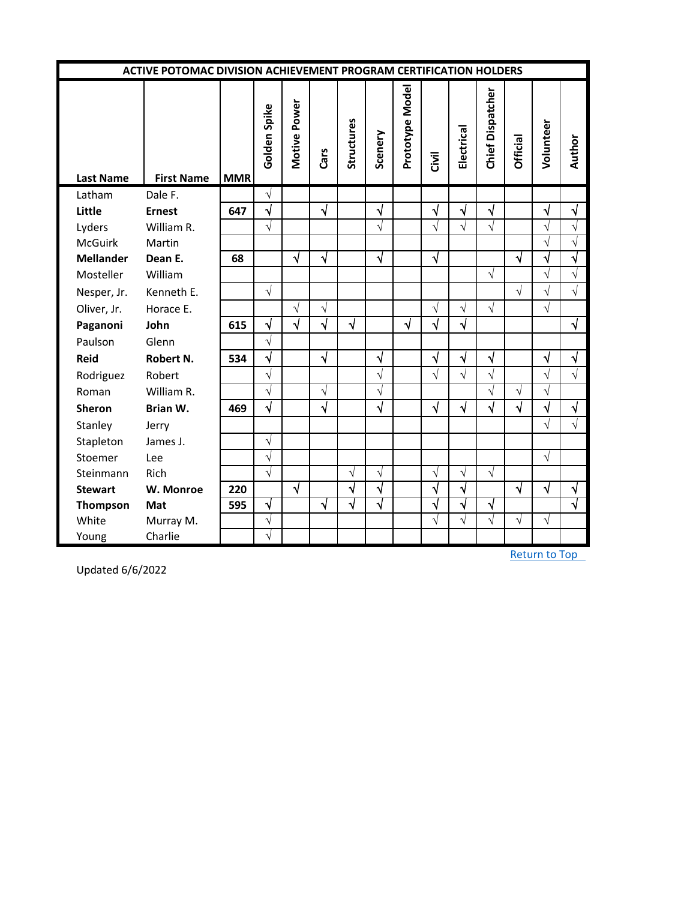| ACTIVE POTOMAC DIVISION ACHIEVEMENT PROGRAM CERTIFICATION HOLDERS | | | | | | | | | | | | | | | |
|---|---|---|---|---|---|---|---|---|---|---|---|---|---|---|---|
| Last Name | First Name | MMR | Golden Spike | Motive Power | Cars | Structures | Scenery | Prototype Model | Civil | Electrical | Chief Dispatcher | Official | Volunteer | Author |
| Latham | Dale F. | | √ | | | | | | | | | | | |
| **Little** | **Ernest** | **647** | √ | | √ | | √ | | √ | √ | √ | | √ | √ |
| Lyders | William R. | | √ | | | | √ | | √ | √ | √ | | √ | √ |
| McGuirk | Martin | | | | | | | | | | | | √ | √ |
| **Mellander** | **Dean E.** | **68** | | √ | √ | | √ | | √ | | | √ | √ | √ |
| Mosteller | William | | | | | | | | | | √ | | √ | √ |
| Nesper, Jr. | Kenneth E. | | √ | | | | | | | | | √ | √ | √ |
| Oliver, Jr. | Horace E. | | | √ | √ | | | | √ | √ | √ | | √ | |
| **Paganoni** | **John** | **615** | √ | √ | √ | √ | | √ | √ | √ | | | | √ |
| Paulson | Glenn | | √ | | | | | | | | | | | |
| **Reid** | **Robert N.** | **534** | √ | | √ | | √ | | √ | √ | √ | | √ | √ |
| Rodriguez | Robert | | √ | | | | √ | | √ | √ | √ | | √ | √ |
| Roman | William R. | | √ | | √ | | √ | | | | √ | √ | √ | |
| **Sheron** | **Brian W.** | **469** | √ | | √ | | √ | | √ | √ | √ | √ | √ | √ |
| Stanley | Jerry | | | | | | | | | | | | √ | √ |
| Stapleton | James J. | | √ | | | | | | | | | | | |
| Stoemer | Lee | | √ | | | | | | | | | | √ | |
| Steinmann | Rich | | √ | | | √ | √ | | √ | √ | √ | | | |
| **Stewart** | **W. Monroe** | **220** | | √ | | √ | √ | | √ | √ | | √ | √ | √ |
| **Thompson** | **Mat** | **595** | √ | | √ | √ | √ | | √ | √ | √ | | | √ |
| White | Murray M. | | √ | | | | | | √ | √ | √ | √ | √ | |
| Young | Charlie | | √ | | | | | | | | | | | |

Return to Top

Updated 6/6/2022